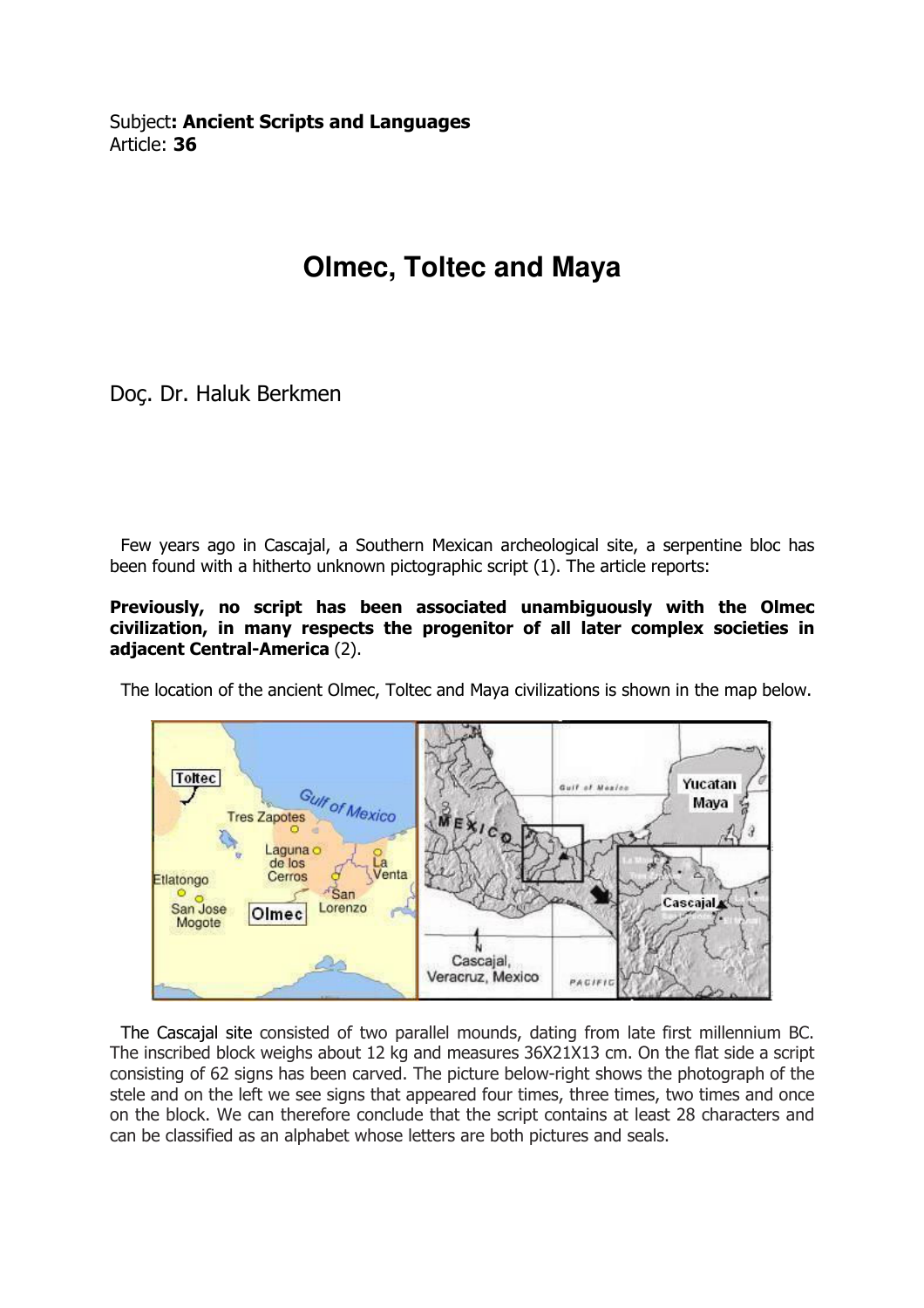Subject**: Ancient Scripts and Languages**
Article: **36**

# Olmec, Toltec and Maya

Doç. Dr. Haluk Berkmen

Few years ago in Cascajal, a Southern Mexican archeological site, a serpentine bloc has been found with a hitherto unknown pictographic script (1). The article reports:

**Previously, no script has been associated unambiguously with the Olmec civilization, in many respects the progenitor of all later complex societies in adjacent Central-America** (2).

The location of the ancient Olmec, Toltec and Maya civilizations is shown in the map below.

The Cascajal site consisted of two parallel mounds, dating from late first millennium BC. The inscribed block weighs about 12 kg and measures 36X21X13 cm. On the flat side a script consisting of 62 signs has been carved. The picture below-right shows the photograph of the stele and on the left we see signs that appeared four times, three times, two times and once on the block. We can therefore conclude that the script contains at least 28 characters and can be classified as an alphabet whose letters are both pictures and seals.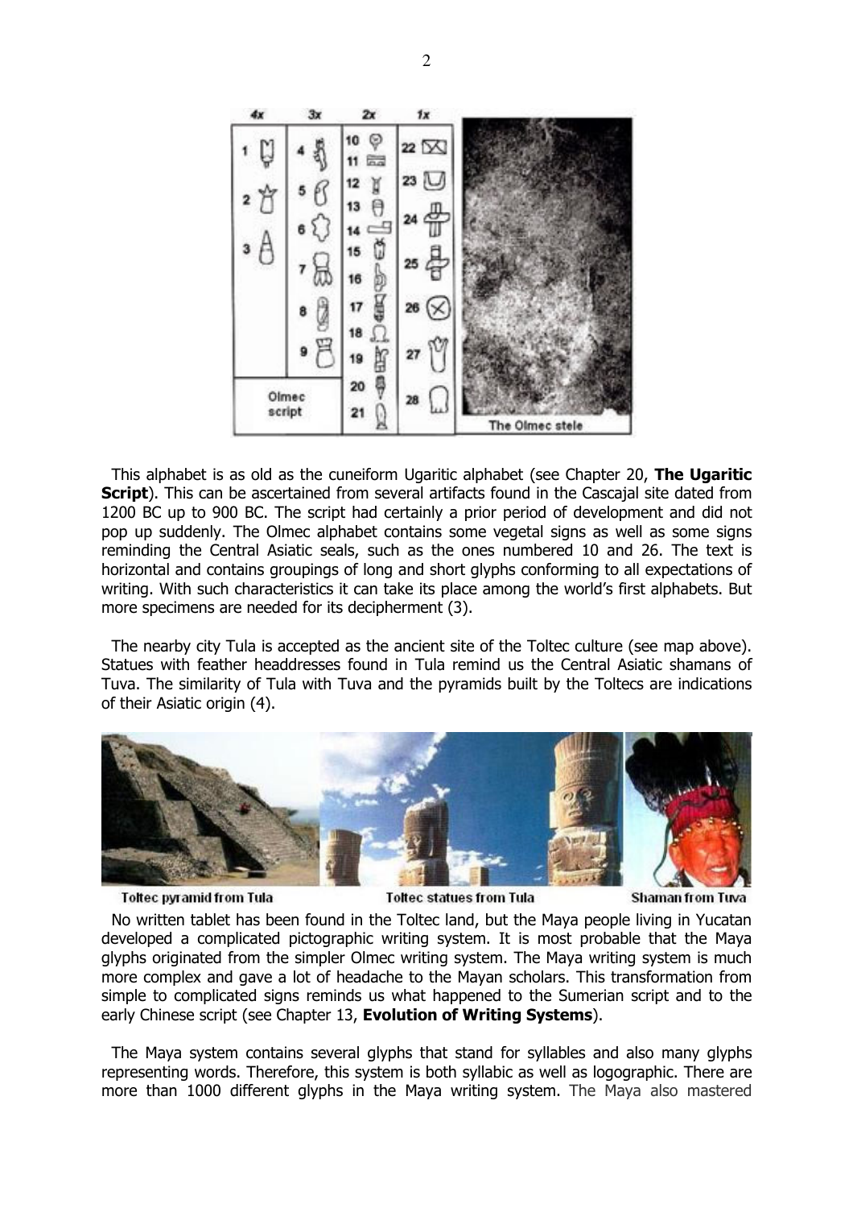This alphabet is as old as the cuneiform Ugaritic alphabet (see Chapter 20, **The Ugaritic Script**). This can be ascertained from several artifacts found in the Cascajal site dated from 1200 BC up to 900 BC. The script had certainly a prior period of development and did not pop up suddenly. The Olmec alphabet contains some vegetal signs as well as some signs reminding the Central Asiatic seals, such as the ones numbered 10 and 26. The text is horizontal and contains groupings of long and short glyphs conforming to all expectations of writing. With such characteristics it can take its place among the world's first alphabets. But more specimens are needed for its decipherment (3).

The nearby city Tula is accepted as the ancient site of the Toltec culture (see map above). Statues with feather headdresses found in Tula remind us the Central Asiatic shamans of Tuva. The similarity of Tula with Tuva and the pyramids built by the Toltecs are indications of their Asiatic origin (4).

Toltec pyramid from Tula Toltec statues from Tula Shaman from Tuva

No written tablet has been found in the Toltec land, but the Maya people living in Yucatan developed a complicated pictographic writing system. It is most probable that the Maya glyphs originated from the simpler Olmec writing system. The Maya writing system is much more complex and gave a lot of headache to the Mayan scholars. This transformation from simple to complicated signs reminds us what happened to the Sumerian script and to the early Chinese script (see Chapter 13, **Evolution of Writing Systems**).

The Maya system contains several glyphs that stand for syllables and also many glyphs representing words. Therefore, this system is both syllabic as well as logographic. There are more than 1000 different glyphs in the Maya writing system. The Maya also mastered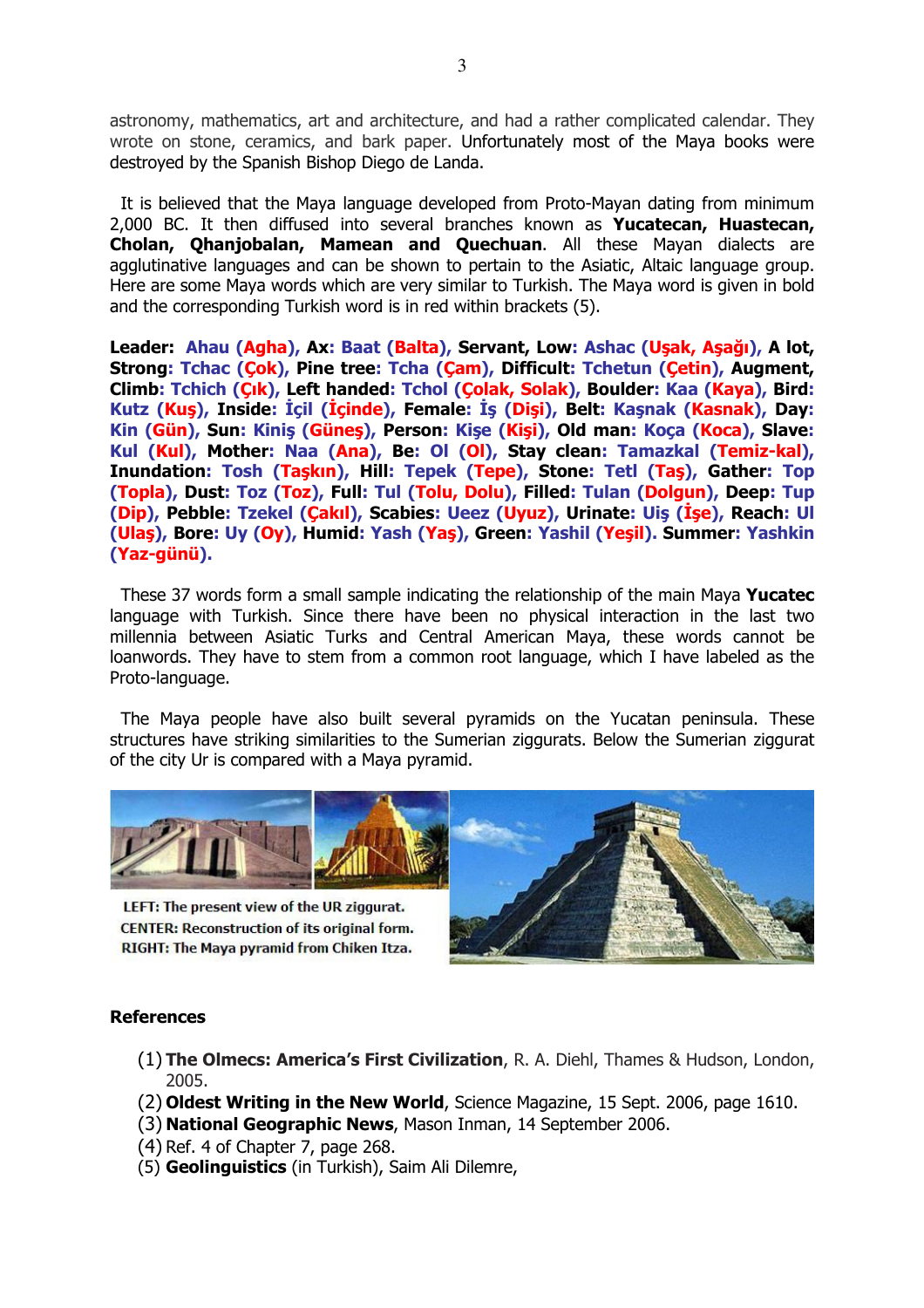astronomy, mathematics, art and architecture, and had a rather complicated calendar. They wrote on stone, ceramics, and bark paper. Unfortunately most of the Maya books were destroyed by the Spanish Bishop Diego de Landa.

It is believed that the Maya language developed from Proto-Mayan dating from minimum 2,000 BC. It then diffused into several branches known as **Yucatecan, Huastecan, Cholan, Qhanjobalan, Mamean and Quechuan**. All these Mayan dialects are agglutinative languages and can be shown to pertain to the Asiatic, Altaic language group. Here are some Maya words which are very similar to Turkish. The Maya word is given in bold and the corresponding Turkish word is in red within brackets (5).

**Leader: Ahau (Agha), Ax: Baat (Balta), Servant, Low: Ashac (Uşak, Aşağı), A lot, Strong: Tchac (Çok), Pine tree: Tcha (Çam), Difficult: Tchetun (Çetin), Augment, Climb: Tchich (Çık), Left handed: Tchol (Çolak, Solak), Boulder: Kaa (Kaya), Bird: Kutz (Kuş), Inside: İçil (İçinde), Female: İş (Dişi), Belt: Kaşnak (Kasnak), Day: Kin (Gün), Sun: Kiniş (Güneş), Person: Kişe (Kişi), Old man: Koça (Koca), Slave: Kul (Kul), Mother: Naa (Ana), Be: Ol (Ol), Stay clean: Tamazkal (Temiz-kal), Inundation: Tosh (Taşkın), Hill: Tepek (Tepe), Stone: Tetl (Taş), Gather: Top (Topla), Dust: Toz (Toz), Full: Tul (Tolu, Dolu), Filled: Tulan (Dolgun), Deep: Tup (Dip), Pebble: Tzekel (Çakıl), Scabies: Ueez (Uyuz), Urinate: Uiş (İşe), Reach: Ul (Ulaş), Bore: Uy (Oy), Humid: Yash (Yaş), Green: Yashil (Yeşil). Summer: Yashkin (Yaz-günü).**

These 37 words form a small sample indicating the relationship of the main Maya **Yucatec** language with Turkish. Since there have been no physical interaction in the last two millennia between Asiatic Turks and Central American Maya, these words cannot be loanwords. They have to stem from a common root language, which I have labeled as the Proto-language.

The Maya people have also built several pyramids on the Yucatan peninsula. These structures have striking similarities to the Sumerian ziggurats. Below the Sumerian ziggurat of the city Ur is compared with a Maya pyramid.

LEFT: The present view of the UR ziggurat.
CENTER: Reconstruction of its original form.
RIGHT: The Maya pyramid from Chiken Itza.

## References

1. **The Olmecs: America's First Civilization**, R. A. Diehl, Thames & Hudson, London, 2005.
2. **Oldest Writing in the New World**, Science Magazine, 15 Sept. 2006, page 1610.
3. **National Geographic News**, Mason Inman, 14 September 2006.
4. Ref. 4 of Chapter 7, page 268.
5. **Geolinguistics** (in Turkish), Saim Ali Dilemre,